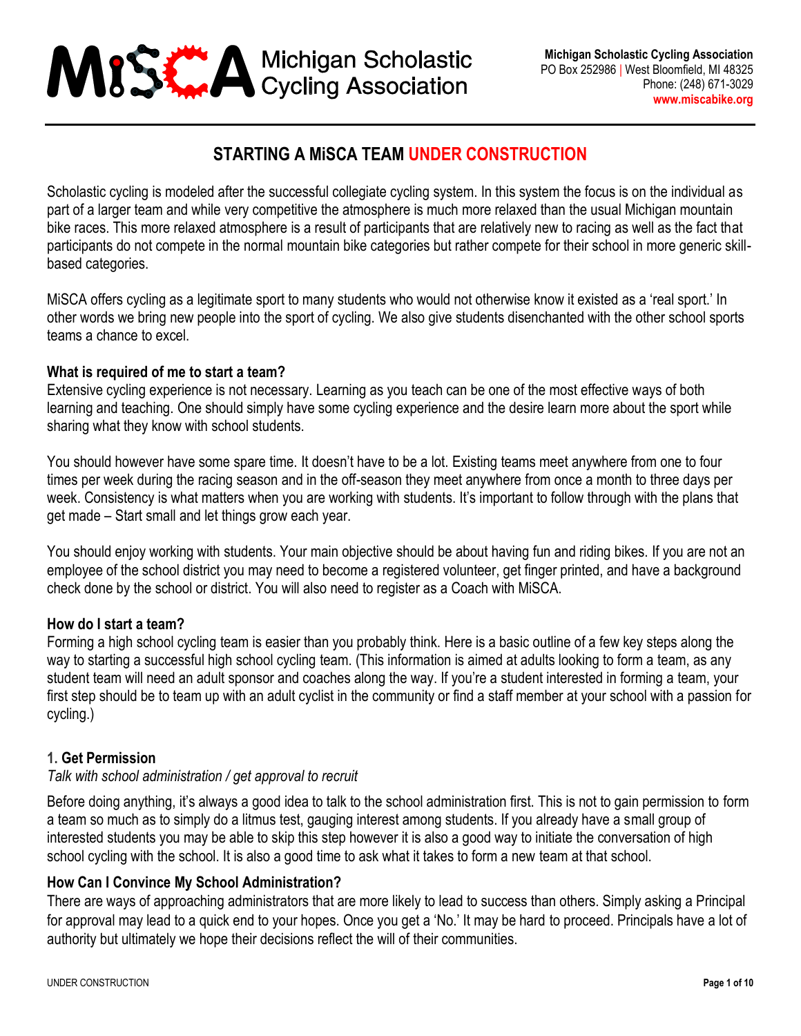Michigan Scholastic Cycling Association

**Michigan Scholastic Cycling Association**
PO Box 252986 | West Bloomfield, MI 48325
Phone: (248) 671-3029
**www.miscabike.org**

# STARTING A MiSCA TEAM UNDER CONSTRUCTION

Scholastic cycling is modeled after the successful collegiate cycling system. In this system the focus is on the individual as part of a larger team and while very competitive the atmosphere is much more relaxed than the usual Michigan mountain bike races. This more relaxed atmosphere is a result of participants that are relatively new to racing as well as the fact that participants do not compete in the normal mountain bike categories but rather compete for their school in more generic skill-based categories.

MiSCA offers cycling as a legitimate sport to many students who would not otherwise know it existed as a 'real sport.' In other words we bring new people into the sport of cycling. We also give students disenchanted with the other school sports teams a chance to excel.

### What is required of me to start a team?

Extensive cycling experience is not necessary. Learning as you teach can be one of the most effective ways of both learning and teaching. One should simply have some cycling experience and the desire learn more about the sport while sharing what they know with school students.

You should however have some spare time. It doesn't have to be a lot. Existing teams meet anywhere from one to four times per week during the racing season and in the off-season they meet anywhere from once a month to three days per week. Consistency is what matters when you are working with students. It's important to follow through with the plans that get made – Start small and let things grow each year.

You should enjoy working with students. Your main objective should be about having fun and riding bikes. If you are not an employee of the school district you may need to become a registered volunteer, get finger printed, and have a background check done by the school or district. You will also need to register as a Coach with MiSCA.

### How do I start a team?

Forming a high school cycling team is easier than you probably think. Here is a basic outline of a few key steps along the way to starting a successful high school cycling team. (This information is aimed at adults looking to form a team, as any student team will need an adult sponsor and coaches along the way. If you're a student interested in forming a team, your first step should be to team up with an adult cyclist in the community or find a staff member at your school with a passion for cycling.)

### 1. Get Permission

*Talk with school administration / get approval to recruit*

Before doing anything, it's always a good idea to talk to the school administration first. This is not to gain permission to form a team so much as to simply do a litmus test, gauging interest among students. If you already have a small group of interested students you may be able to skip this step however it is also a good way to initiate the conversation of high school cycling with the school. It is also a good time to ask what it takes to form a new team at that school.

### How Can I Convince My School Administration?

There are ways of approaching administrators that are more likely to lead to success than others. Simply asking a Principal for approval may lead to a quick end to your hopes. Once you get a 'No.' It may be hard to proceed. Principals have a lot of authority but ultimately we hope their decisions reflect the will of their communities.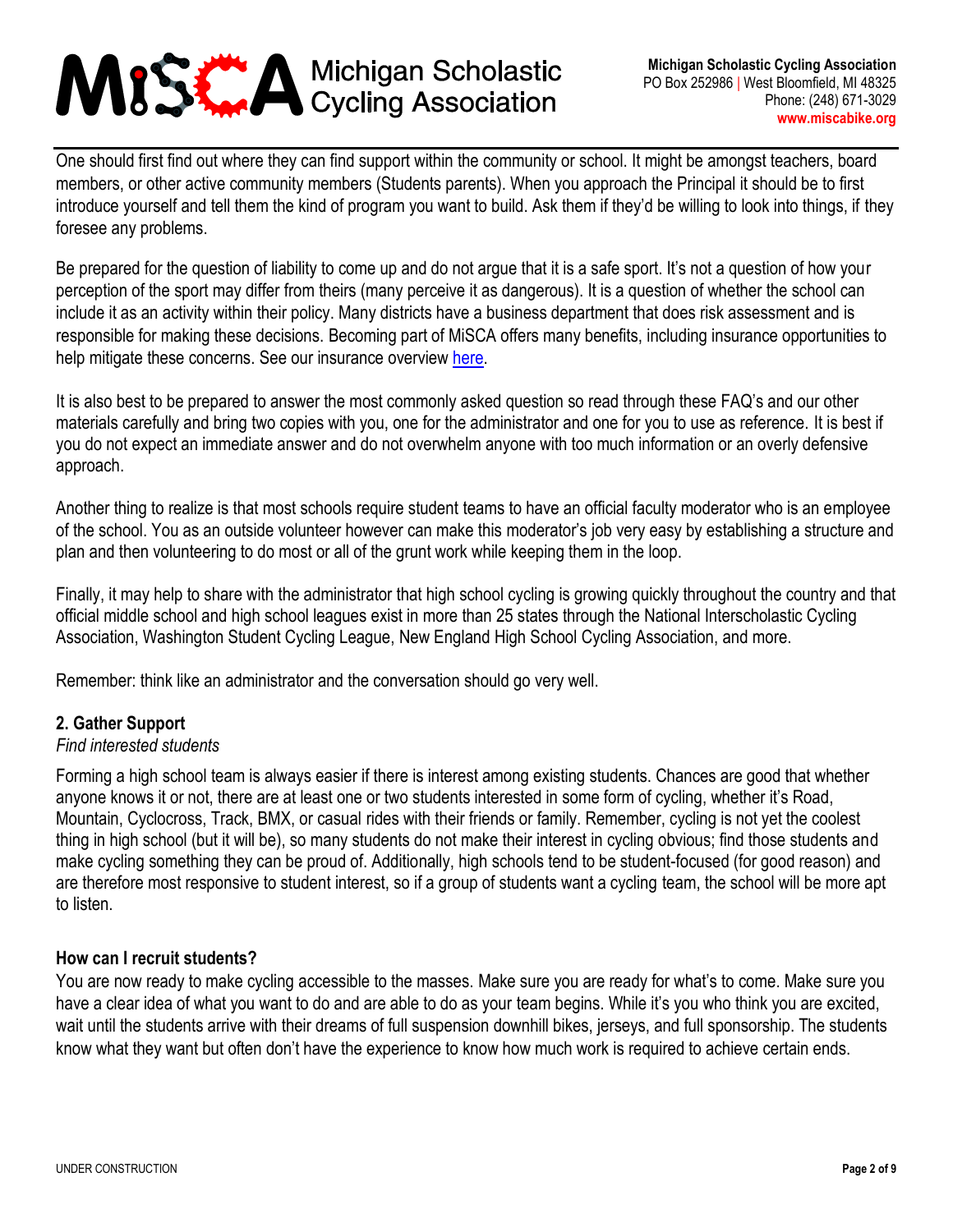One should first find out where they can find support within the community or school. It might be amongst teachers, board members, or other active community members (Students parents). When you approach the Principal it should be to first introduce yourself and tell them the kind of program you want to build. Ask them if they'd be willing to look into things, if they foresee any problems.

Be prepared for the question of liability to come up and do not argue that it is a safe sport. It's not a question of how your perception of the sport may differ from theirs (many perceive it as dangerous). It is a question of whether the school can include it as an activity within their policy. Many districts have a business department that does risk assessment and is responsible for making these decisions. Becoming part of MiSCA offers many benefits, including insurance opportunities to help mitigate these concerns. See our insurance overview here.

It is also best to be prepared to answer the most commonly asked question so read through these FAQ's and our other materials carefully and bring two copies with you, one for the administrator and one for you to use as reference. It is best if you do not expect an immediate answer and do not overwhelm anyone with too much information or an overly defensive approach.

Another thing to realize is that most schools require student teams to have an official faculty moderator who is an employee of the school. You as an outside volunteer however can make this moderator's job very easy by establishing a structure and plan and then volunteering to do most or all of the grunt work while keeping them in the loop.

Finally, it may help to share with the administrator that high school cycling is growing quickly throughout the country and that official middle school and high school leagues exist in more than 25 states through the National Interscholastic Cycling Association, Washington Student Cycling League, New England High School Cycling Association, and more.

Remember: think like an administrator and the conversation should go very well.

### 2. Gather Support

*Find interested students*

Forming a high school team is always easier if there is interest among existing students. Chances are good that whether anyone knows it or not, there are at least one or two students interested in some form of cycling, whether it's Road, Mountain, Cyclocross, Track, BMX, or casual rides with their friends or family. Remember, cycling is not yet the coolest thing in high school (but it will be), so many students do not make their interest in cycling obvious; find those students and make cycling something they can be proud of. Additionally, high schools tend to be student-focused (for good reason) and are therefore most responsive to student interest, so if a group of students want a cycling team, the school will be more apt to listen.

### How can I recruit students?

You are now ready to make cycling accessible to the masses. Make sure you are ready for what's to come. Make sure you have a clear idea of what you want to do and are able to do as your team begins. While it's you who think you are excited, wait until the students arrive with their dreams of full suspension downhill bikes, jerseys, and full sponsorship. The students know what they want but often don't have the experience to know how much work is required to achieve certain ends.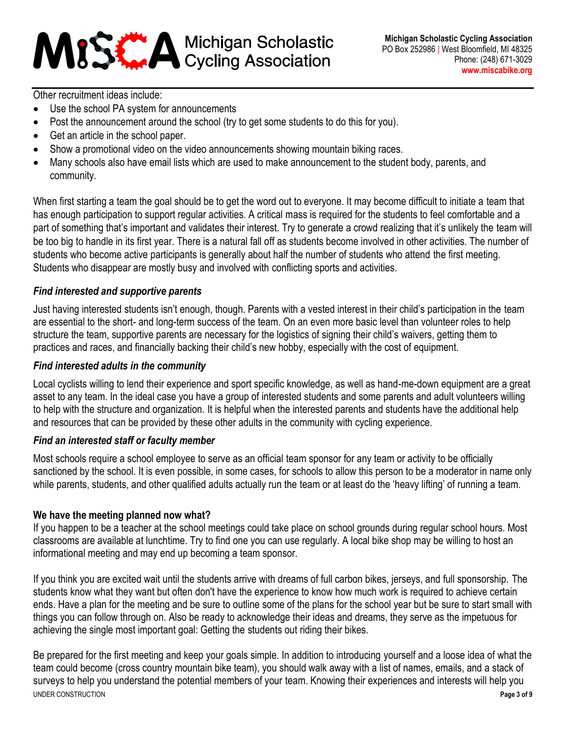Other recruitment ideas include:

- Use the school PA system for announcements
- Post the announcement around the school (try to get some students to do this for you).
- Get an article in the school paper.
- Show a promotional video on the video announcements showing mountain biking races.
- Many schools also have email lists which are used to make announcement to the student body, parents, and community.

When first starting a team the goal should be to get the word out to everyone. It may become difficult to initiate a team that has enough participation to support regular activities. A critical mass is required for the students to feel comfortable and a part of something that's important and validates their interest. Try to generate a crowd realizing that it's unlikely the team will be too big to handle in its first year. There is a natural fall off as students become involved in other activities. The number of students who become active participants is generally about half the number of students who attend the first meeting. Students who disappear are mostly busy and involved with conflicting sports and activities.

### *Find interested and supportive parents*

Just having interested students isn't enough, though. Parents with a vested interest in their child's participation in the team are essential to the short- and long-term success of the team. On an even more basic level than volunteer roles to help structure the team, supportive parents are necessary for the logistics of signing their child's waivers, getting them to practices and races, and financially backing their child's new hobby, especially with the cost of equipment.

### *Find interested adults in the community*

Local cyclists willing to lend their experience and sport specific knowledge, as well as hand-me-down equipment are a great asset to any team. In the ideal case you have a group of interested students and some parents and adult volunteers willing to help with the structure and organization. It is helpful when the interested parents and students have the additional help and resources that can be provided by these other adults in the community with cycling experience.

### *Find an interested staff or faculty member*

Most schools require a school employee to serve as an official team sponsor for any team or activity to be officially sanctioned by the school. It is even possible, in some cases, for schools to allow this person to be a moderator in name only while parents, students, and other qualified adults actually run the team or at least do the 'heavy lifting' of running a team.

### **We have the meeting planned now what?**

If you happen to be a teacher at the school meetings could take place on school grounds during regular school hours. Most classrooms are available at lunchtime. Try to find one you can use regularly. A local bike shop may be willing to host an informational meeting and may end up becoming a team sponsor.

If you think you are excited wait until the students arrive with dreams of full carbon bikes, jerseys, and full sponsorship. The students know what they want but often don't have the experience to know how much work is required to achieve certain ends. Have a plan for the meeting and be sure to outline some of the plans for the school year but be sure to start small with things you can follow through on. Also be ready to acknowledge their ideas and dreams, they serve as the impetuous for achieving the single most important goal: Getting the students out riding their bikes.

Be prepared for the first meeting and keep your goals simple. In addition to introducing yourself and a loose idea of what the team could become (cross country mountain bike team), you should walk away with a list of names, emails, and a stack of surveys to help you understand the potential members of your team. Knowing their experiences and interests will help you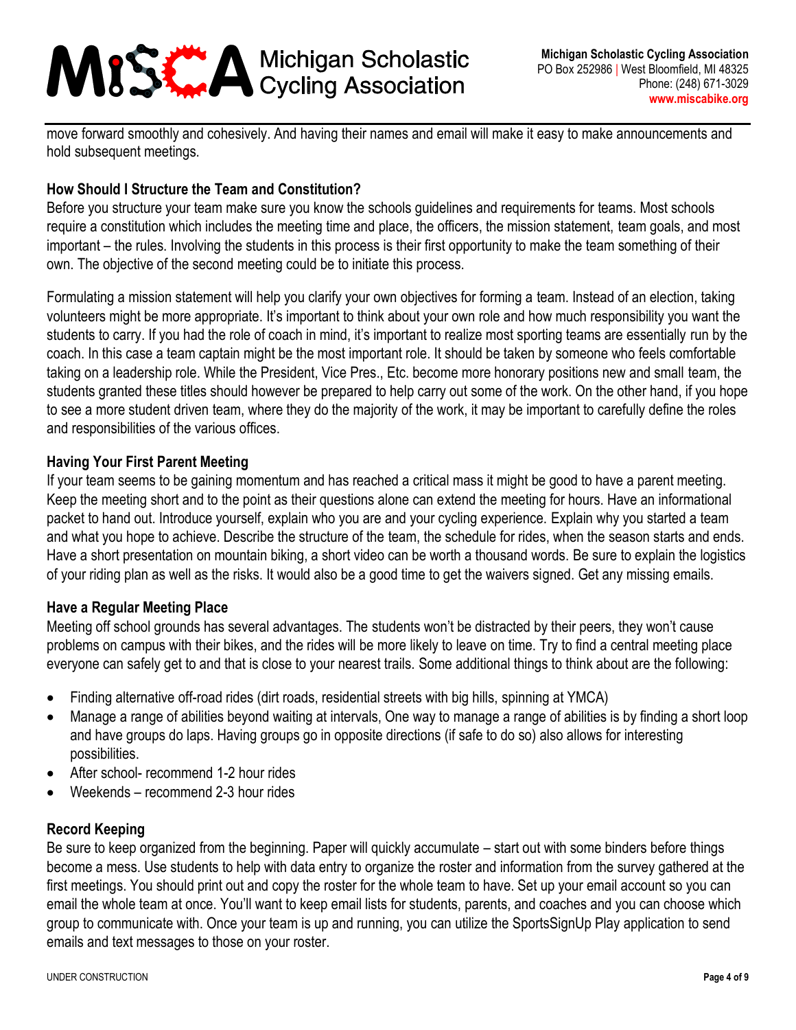move forward smoothly and cohesively. And having their names and email will make it easy to make announcements and hold subsequent meetings.

### How Should I Structure the Team and Constitution?

Before you structure your team make sure you know the schools guidelines and requirements for teams. Most schools require a constitution which includes the meeting time and place, the officers, the mission statement, team goals, and most important – the rules. Involving the students in this process is their first opportunity to make the team something of their own. The objective of the second meeting could be to initiate this process.

Formulating a mission statement will help you clarify your own objectives for forming a team. Instead of an election, taking volunteers might be more appropriate. It's important to think about your own role and how much responsibility you want the students to carry. If you had the role of coach in mind, it's important to realize most sporting teams are essentially run by the coach. In this case a team captain might be the most important role. It should be taken by someone who feels comfortable taking on a leadership role. While the President, Vice Pres., Etc. become more honorary positions new and small team, the students granted these titles should however be prepared to help carry out some of the work. On the other hand, if you hope to see a more student driven team, where they do the majority of the work, it may be important to carefully define the roles and responsibilities of the various offices.

### Having Your First Parent Meeting

If your team seems to be gaining momentum and has reached a critical mass it might be good to have a parent meeting. Keep the meeting short and to the point as their questions alone can extend the meeting for hours. Have an informational packet to hand out. Introduce yourself, explain who you are and your cycling experience. Explain why you started a team and what you hope to achieve. Describe the structure of the team, the schedule for rides, when the season starts and ends. Have a short presentation on mountain biking, a short video can be worth a thousand words. Be sure to explain the logistics of your riding plan as well as the risks. It would also be a good time to get the waivers signed. Get any missing emails.

### Have a Regular Meeting Place

Meeting off school grounds has several advantages. The students won't be distracted by their peers, they won't cause problems on campus with their bikes, and the rides will be more likely to leave on time. Try to find a central meeting place everyone can safely get to and that is close to your nearest trails. Some additional things to think about are the following:

- Finding alternative off-road rides (dirt roads, residential streets with big hills, spinning at YMCA)
- Manage a range of abilities beyond waiting at intervals, One way to manage a range of abilities is by finding a short loop and have groups do laps. Having groups go in opposite directions (if safe to do so) also allows for interesting possibilities.
- After school- recommend 1-2 hour rides
- Weekends – recommend 2-3 hour rides

### Record Keeping

Be sure to keep organized from the beginning. Paper will quickly accumulate – start out with some binders before things become a mess. Use students to help with data entry to organize the roster and information from the survey gathered at the first meetings. You should print out and copy the roster for the whole team to have. Set up your email account so you can email the whole team at once. You'll want to keep email lists for students, parents, and coaches and you can choose which group to communicate with. Once your team is up and running, you can utilize the SportsSignUp Play application to send emails and text messages to those on your roster.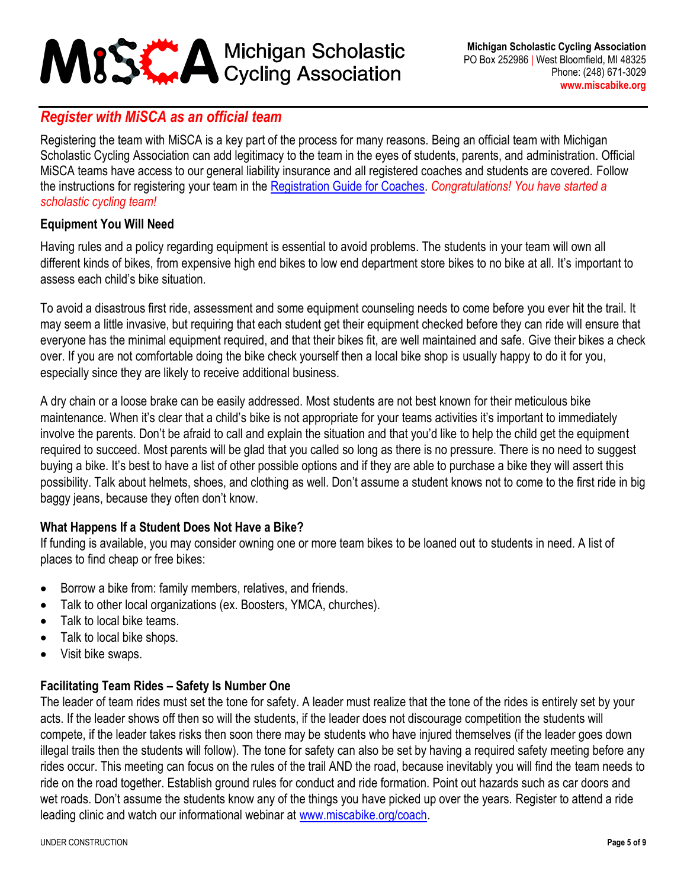## *Register with MiSCA as an official team*

Registering the team with MiSCA is a key part of the process for many reasons. Being an official team with Michigan Scholastic Cycling Association can add legitimacy to the team in the eyes of students, parents, and administration. Official MiSCA teams have access to our general liability insurance and all registered coaches and students are covered. Follow the instructions for registering your team in the [Registration Guide for Coaches](). *Congratulations! You have started a scholastic cycling team!*

### Equipment You Will Need

Having rules and a policy regarding equipment is essential to avoid problems. The students in your team will own all different kinds of bikes, from expensive high end bikes to low end department store bikes to no bike at all. It's important to assess each child's bike situation.

To avoid a disastrous first ride, assessment and some equipment counseling needs to come before you ever hit the trail. It may seem a little invasive, but requiring that each student get their equipment checked before they can ride will ensure that everyone has the minimal equipment required, and that their bikes fit, are well maintained and safe. Give their bikes a check over. If you are not comfortable doing the bike check yourself then a local bike shop is usually happy to do it for you, especially since they are likely to receive additional business.

A dry chain or a loose brake can be easily addressed. Most students are not best known for their meticulous bike maintenance. When it's clear that a child's bike is not appropriate for your teams activities it's important to immediately involve the parents. Don't be afraid to call and explain the situation and that you'd like to help the child get the equipment required to succeed. Most parents will be glad that you called so long as there is no pressure. There is no need to suggest buying a bike. It's best to have a list of other possible options and if they are able to purchase a bike they will assert this possibility. Talk about helmets, shoes, and clothing as well. Don't assume a student knows not to come to the first ride in big baggy jeans, because they often don't know.

### What Happens If a Student Does Not Have a Bike?

If funding is available, you may consider owning one or more team bikes to be loaned out to students in need. A list of places to find cheap or free bikes:

- Borrow a bike from: family members, relatives, and friends.
- Talk to other local organizations (ex. Boosters, YMCA, churches).
- Talk to local bike teams.
- Talk to local bike shops.
- Visit bike swaps.

### Facilitating Team Rides – Safety Is Number One

The leader of team rides must set the tone for safety. A leader must realize that the tone of the rides is entirely set by your acts. If the leader shows off then so will the students, if the leader does not discourage competition the students will compete, if the leader takes risks then soon there may be students who have injured themselves (if the leader goes down illegal trails then the students will follow). The tone for safety can also be set by having a required safety meeting before any rides occur. This meeting can focus on the rules of the trail AND the road, because inevitably you will find the team needs to ride on the road together. Establish ground rules for conduct and ride formation. Point out hazards such as car doors and wet roads. Don't assume the students know any of the things you have picked up over the years. Register to attend a ride leading clinic and watch our informational webinar at [www.miscabike.org/coach](www.miscabike.org/coach).

UNDER CONSTRUCTION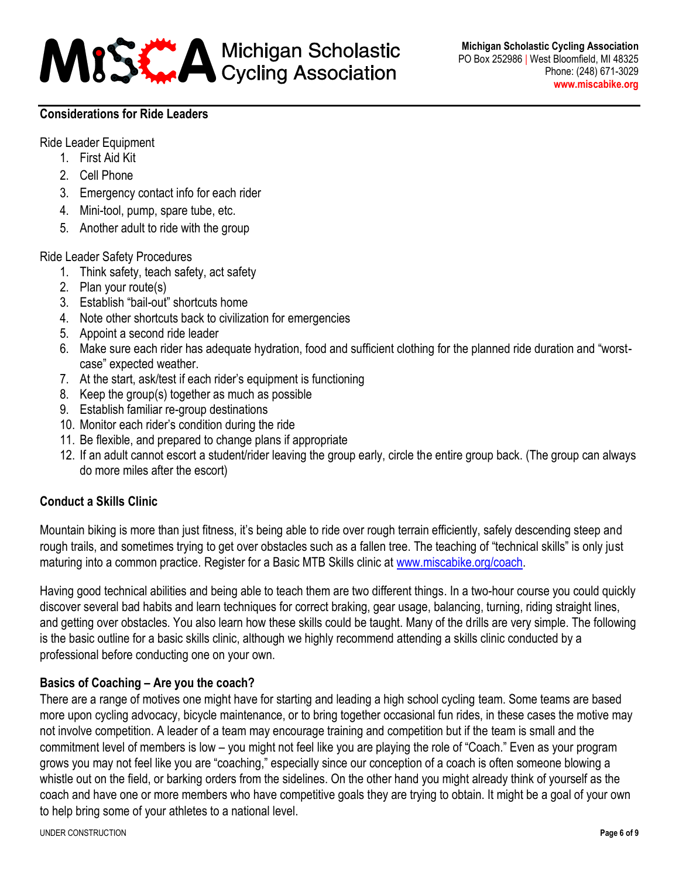## Considerations for Ride Leaders

Ride Leader Equipment

1. First Aid Kit
2. Cell Phone
3. Emergency contact info for each rider
4. Mini-tool, pump, spare tube, etc.
5. Another adult to ride with the group

Ride Leader Safety Procedures

1. Think safety, teach safety, act safety
2. Plan your route(s)
3. Establish "bail-out" shortcuts home
4. Note other shortcuts back to civilization for emergencies
5. Appoint a second ride leader
6. Make sure each rider has adequate hydration, food and sufficient clothing for the planned ride duration and "worst-case" expected weather.
7. At the start, ask/test if each rider's equipment is functioning
8. Keep the group(s) together as much as possible
9. Establish familiar re-group destinations
10. Monitor each rider's condition during the ride
11. Be flexible, and prepared to change plans if appropriate
12. If an adult cannot escort a student/rider leaving the group early, circle the entire group back. (The group can always do more miles after the escort)

## Conduct a Skills Clinic

Mountain biking is more than just fitness, it's being able to ride over rough terrain efficiently, safely descending steep and rough trails, and sometimes trying to get over obstacles such as a fallen tree. The teaching of "technical skills" is only just maturing into a common practice. Register for a Basic MTB Skills clinic at [www.miscabike.org/coach](www.miscabike.org/coach).

Having good technical abilities and being able to teach them are two different things. In a two-hour course you could quickly discover several bad habits and learn techniques for correct braking, gear usage, balancing, turning, riding straight lines, and getting over obstacles. You also learn how these skills could be taught. Many of the drills are very simple. The following is the basic outline for a basic skills clinic, although we highly recommend attending a skills clinic conducted by a professional before conducting one on your own.

## Basics of Coaching – Are you the coach?

There are a range of motives one might have for starting and leading a high school cycling team. Some teams are based more upon cycling advocacy, bicycle maintenance, or to bring together occasional fun rides, in these cases the motive may not involve competition. A leader of a team may encourage training and competition but if the team is small and the commitment level of members is low – you might not feel like you are playing the role of "Coach." Even as your program grows you may not feel like you are "coaching," especially since our conception of a coach is often someone blowing a whistle out on the field, or barking orders from the sidelines. On the other hand you might already think of yourself as the coach and have one or more members who have competitive goals they are trying to obtain. It might be a goal of your own to help bring some of your athletes to a national level.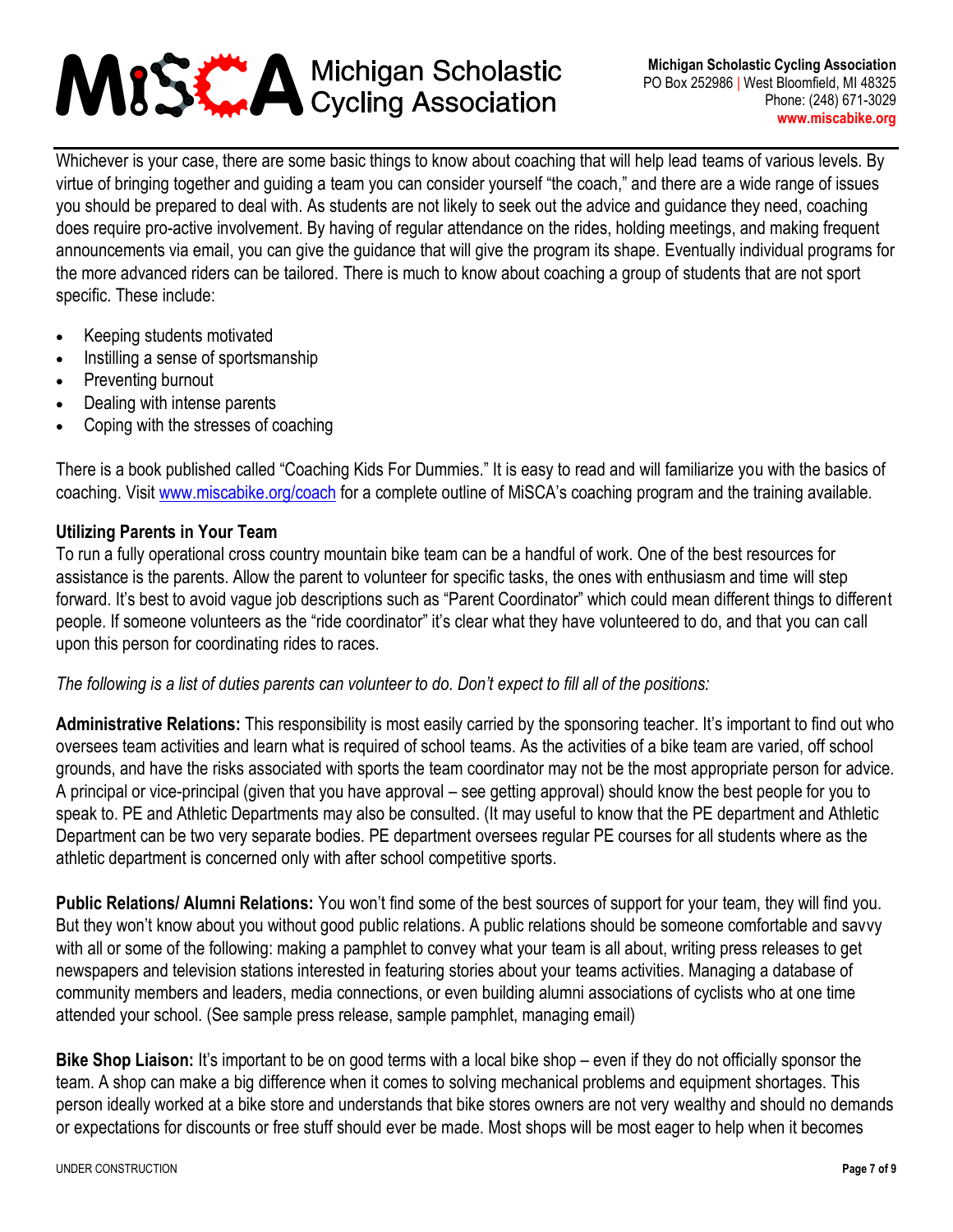Whichever is your case, there are some basic things to know about coaching that will help lead teams of various levels. By virtue of bringing together and guiding a team you can consider yourself "the coach," and there are a wide range of issues you should be prepared to deal with. As students are not likely to seek out the advice and guidance they need, coaching does require pro-active involvement. By having of regular attendance on the rides, holding meetings, and making frequent announcements via email, you can give the guidance that will give the program its shape. Eventually individual programs for the more advanced riders can be tailored. There is much to know about coaching a group of students that are not sport specific. These include:

- Keeping students motivated
- Instilling a sense of sportsmanship
- Preventing burnout
- Dealing with intense parents
- Coping with the stresses of coaching

There is a book published called "Coaching Kids For Dummies." It is easy to read and will familiarize you with the basics of coaching. Visit www.miscabike.org/coach for a complete outline of MiSCA's coaching program and the training available.

**Utilizing Parents in Your Team**

To run a fully operational cross country mountain bike team can be a handful of work. One of the best resources for assistance is the parents. Allow the parent to volunteer for specific tasks, the ones with enthusiasm and time will step forward. It's best to avoid vague job descriptions such as "Parent Coordinator" which could mean different things to different people. If someone volunteers as the "ride coordinator" it's clear what they have volunteered to do, and that you can call upon this person for coordinating rides to races.

*The following is a list of duties parents can volunteer to do. Don't expect to fill all of the positions:*

**Administrative Relations:** This responsibility is most easily carried by the sponsoring teacher. It's important to find out who oversees team activities and learn what is required of school teams. As the activities of a bike team are varied, off school grounds, and have the risks associated with sports the team coordinator may not be the most appropriate person for advice. A principal or vice-principal (given that you have approval – see getting approval) should know the best people for you to speak to. PE and Athletic Departments may also be consulted. (It may useful to know that the PE department and Athletic Department can be two very separate bodies. PE department oversees regular PE courses for all students where as the athletic department is concerned only with after school competitive sports.

**Public Relations/ Alumni Relations:** You won't find some of the best sources of support for your team, they will find you. But they won't know about you without good public relations. A public relations should be someone comfortable and savvy with all or some of the following: making a pamphlet to convey what your team is all about, writing press releases to get newspapers and television stations interested in featuring stories about your teams activities. Managing a database of community members and leaders, media connections, or even building alumni associations of cyclists who at one time attended your school. (See sample press release, sample pamphlet, managing email)

**Bike Shop Liaison:** It's important to be on good terms with a local bike shop – even if they do not officially sponsor the team. A shop can make a big difference when it comes to solving mechanical problems and equipment shortages. This person ideally worked at a bike store and understands that bike stores owners are not very wealthy and should no demands or expectations for discounts or free stuff should ever be made. Most shops will be most eager to help when it becomes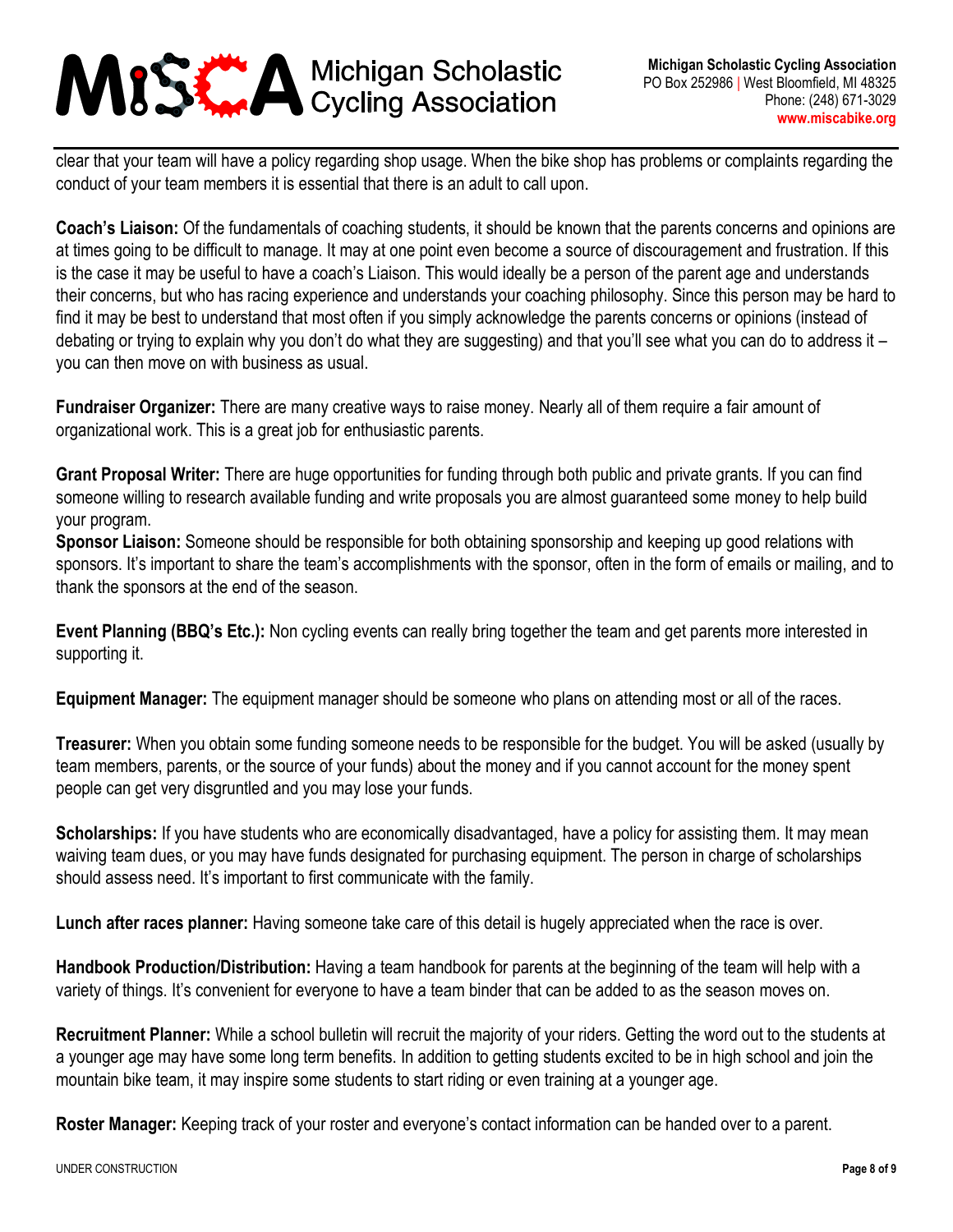clear that your team will have a policy regarding shop usage. When the bike shop has problems or complaints regarding the conduct of your team members it is essential that there is an adult to call upon.

**Coach's Liaison:** Of the fundamentals of coaching students, it should be known that the parents concerns and opinions are at times going to be difficult to manage. It may at one point even become a source of discouragement and frustration. If this is the case it may be useful to have a coach's Liaison. This would ideally be a person of the parent age and understands their concerns, but who has racing experience and understands your coaching philosophy. Since this person may be hard to find it may be best to understand that most often if you simply acknowledge the parents concerns or opinions (instead of debating or trying to explain why you don't do what they are suggesting) and that you'll see what you can do to address it – you can then move on with business as usual.

**Fundraiser Organizer:** There are many creative ways to raise money. Nearly all of them require a fair amount of organizational work. This is a great job for enthusiastic parents.

**Grant Proposal Writer:** There are huge opportunities for funding through both public and private grants. If you can find someone willing to research available funding and write proposals you are almost guaranteed some money to help build your program.

**Sponsor Liaison:** Someone should be responsible for both obtaining sponsorship and keeping up good relations with sponsors. It's important to share the team's accomplishments with the sponsor, often in the form of emails or mailing, and to thank the sponsors at the end of the season.

**Event Planning (BBQ's Etc.):** Non cycling events can really bring together the team and get parents more interested in supporting it.

**Equipment Manager:** The equipment manager should be someone who plans on attending most or all of the races.

**Treasurer:** When you obtain some funding someone needs to be responsible for the budget. You will be asked (usually by team members, parents, or the source of your funds) about the money and if you cannot account for the money spent people can get very disgruntled and you may lose your funds.

**Scholarships:** If you have students who are economically disadvantaged, have a policy for assisting them. It may mean waiving team dues, or you may have funds designated for purchasing equipment. The person in charge of scholarships should assess need. It's important to first communicate with the family.

**Lunch after races planner:** Having someone take care of this detail is hugely appreciated when the race is over.

**Handbook Production/Distribution:** Having a team handbook for parents at the beginning of the team will help with a variety of things. It's convenient for everyone to have a team binder that can be added to as the season moves on.

**Recruitment Planner:** While a school bulletin will recruit the majority of your riders. Getting the word out to the students at a younger age may have some long term benefits. In addition to getting students excited to be in high school and join the mountain bike team, it may inspire some students to start riding or even training at a younger age.

**Roster Manager:** Keeping track of your roster and everyone's contact information can be handed over to a parent.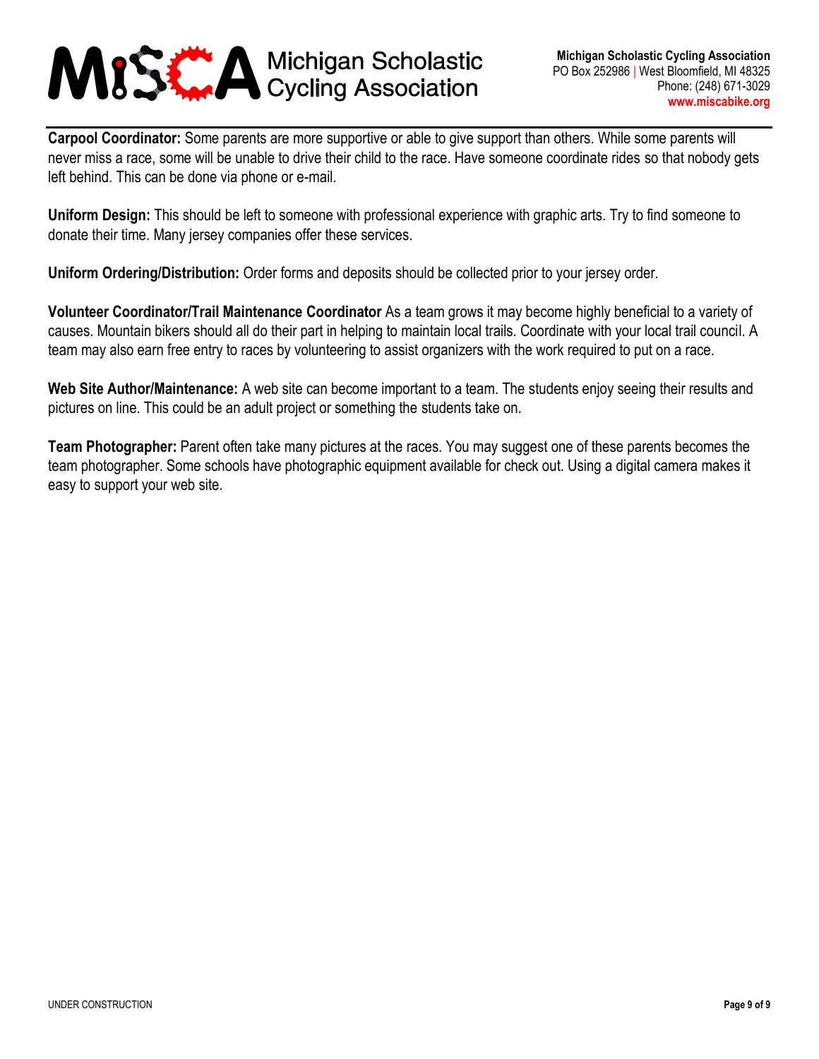**Carpool Coordinator:** Some parents are more supportive or able to give support than others. While some parents will never miss a race, some will be unable to drive their child to the race. Have someone coordinate rides so that nobody gets left behind. This can be done via phone or e-mail.

**Uniform Design:** This should be left to someone with professional experience with graphic arts. Try to find someone to donate their time. Many jersey companies offer these services.

**Uniform Ordering/Distribution:** Order forms and deposits should be collected prior to your jersey order.

**Volunteer Coordinator/Trail Maintenance Coordinator** As a team grows it may become highly beneficial to a variety of causes. Mountain bikers should all do their part in helping to maintain local trails. Coordinate with your local trail council. A team may also earn free entry to races by volunteering to assist organizers with the work required to put on a race.

**Web Site Author/Maintenance:** A web site can become important to a team. The students enjoy seeing their results and pictures on line. This could be an adult project or something the students take on.

**Team Photographer:** Parent often take many pictures at the races. You may suggest one of these parents becomes the team photographer. Some schools have photographic equipment available for check out. Using a digital camera makes it easy to support your web site.

UNDER CONSTRUCTION